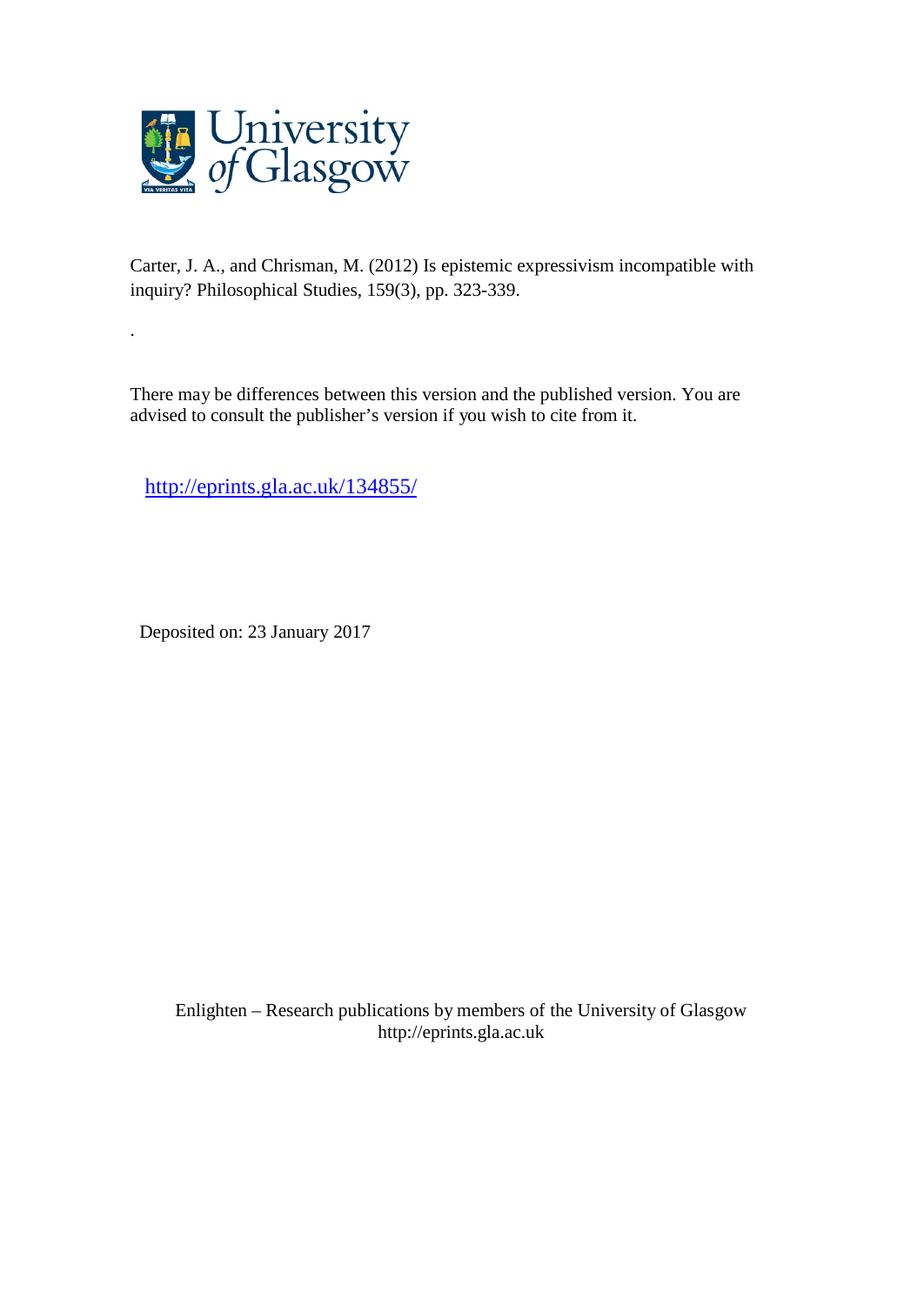University of Glasgow

Carter, J. A., and Chrisman, M. (2012) Is epistemic expressivism incompatible with inquiry? Philosophical Studies, 159(3), pp. 323-339.

.

There may be differences between this version and the published version. You are advised to consult the publisher's version if you wish to cite from it.

http://eprints.gla.ac.uk/134855/

Deposited on: 23 January 2017

Enlighten – Research publications by members of the University of Glasgow
http://eprints.gla.ac.uk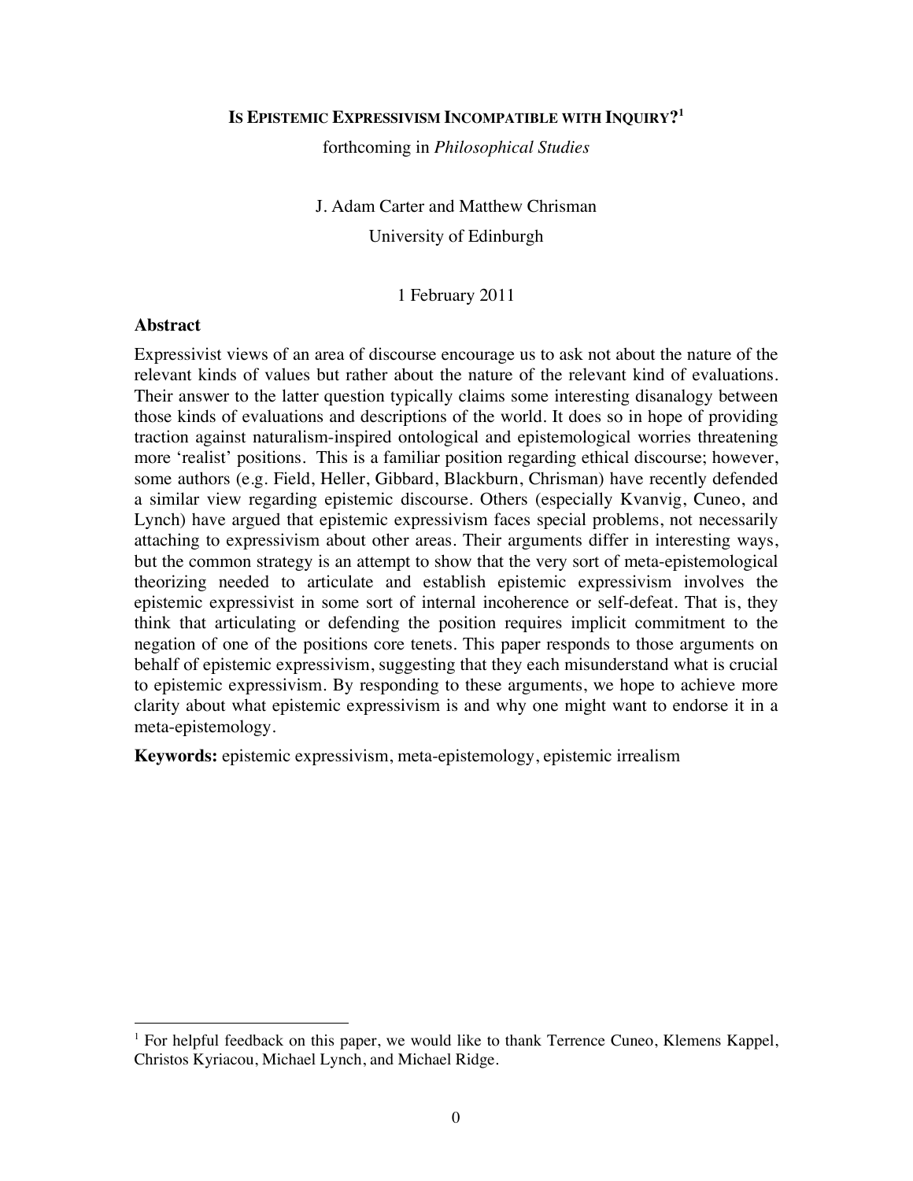**IS EPISTEMIC EXPRESSIVISM INCOMPATIBLE WITH INQUIRY?**[1]

forthcoming in *Philosophical Studies*

J. Adam Carter and Matthew Chrisman

University of Edinburgh

1 February 2011

## Abstract

Expressivist views of an area of discourse encourage us to ask not about the nature of the relevant kinds of values but rather about the nature of the relevant kind of evaluations. Their answer to the latter question typically claims some interesting disanalogy between those kinds of evaluations and descriptions of the world. It does so in hope of providing traction against naturalism-inspired ontological and epistemological worries threatening more 'realist' positions. This is a familiar position regarding ethical discourse; however, some authors (e.g. Field, Heller, Gibbard, Blackburn, Chrisman) have recently defended a similar view regarding epistemic discourse. Others (especially Kvanvig, Cuneo, and Lynch) have argued that epistemic expressivism faces special problems, not necessarily attaching to expressivism about other areas. Their arguments differ in interesting ways, but the common strategy is an attempt to show that the very sort of meta-epistemological theorizing needed to articulate and establish epistemic expressivism involves the epistemic expressivist in some sort of internal incoherence or self-defeat. That is, they think that articulating or defending the position requires implicit commitment to the negation of one of the positions core tenets. This paper responds to those arguments on behalf of epistemic expressivism, suggesting that they each misunderstand what is crucial to epistemic expressivism. By responding to these arguments, we hope to achieve more clarity about what epistemic expressivism is and why one might want to endorse it in a meta-epistemology.

**Keywords:** epistemic expressivism, meta-epistemology, epistemic irrealism

[1] For helpful feedback on this paper, we would like to thank Terrence Cuneo, Klemens Kappel, Christos Kyriacou, Michael Lynch, and Michael Ridge.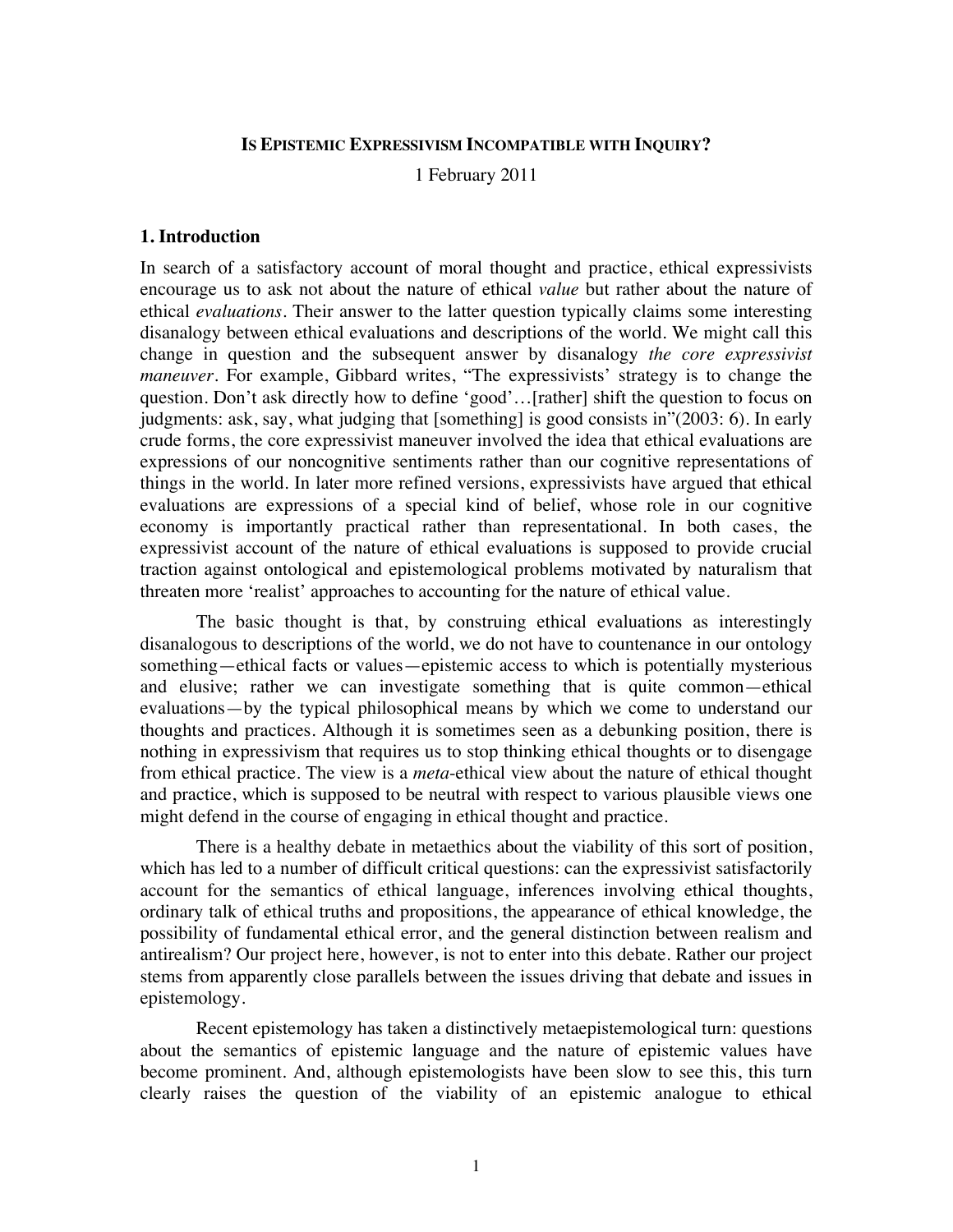**IS EPISTEMIC EXPRESSIVISM INCOMPATIBLE WITH INQUIRY?**

1 February 2011

## 1. Introduction

In search of a satisfactory account of moral thought and practice, ethical expressivists encourage us to ask not about the nature of ethical *value* but rather about the nature of ethical *evaluations*. Their answer to the latter question typically claims some interesting disanalogy between ethical evaluations and descriptions of the world. We might call this change in question and the subsequent answer by disanalogy *the core expressivist maneuver*. For example, Gibbard writes, "The expressivists' strategy is to change the question. Don't ask directly how to define 'good'…[rather] shift the question to focus on judgments: ask, say, what judging that [something] is good consists in"(2003: 6). In early crude forms, the core expressivist maneuver involved the idea that ethical evaluations are expressions of our noncognitive sentiments rather than our cognitive representations of things in the world. In later more refined versions, expressivists have argued that ethical evaluations are expressions of a special kind of belief, whose role in our cognitive economy is importantly practical rather than representational. In both cases, the expressivist account of the nature of ethical evaluations is supposed to provide crucial traction against ontological and epistemological problems motivated by naturalism that threaten more 'realist' approaches to accounting for the nature of ethical value.

The basic thought is that, by construing ethical evaluations as interestingly disanalogous to descriptions of the world, we do not have to countenance in our ontology something—ethical facts or values—epistemic access to which is potentially mysterious and elusive; rather we can investigate something that is quite common—ethical evaluations—by the typical philosophical means by which we come to understand our thoughts and practices. Although it is sometimes seen as a debunking position, there is nothing in expressivism that requires us to stop thinking ethical thoughts or to disengage from ethical practice. The view is a *meta*-ethical view about the nature of ethical thought and practice, which is supposed to be neutral with respect to various plausible views one might defend in the course of engaging in ethical thought and practice.

There is a healthy debate in metaethics about the viability of this sort of position, which has led to a number of difficult critical questions: can the expressivist satisfactorily account for the semantics of ethical language, inferences involving ethical thoughts, ordinary talk of ethical truths and propositions, the appearance of ethical knowledge, the possibility of fundamental ethical error, and the general distinction between realism and antirealism? Our project here, however, is not to enter into this debate. Rather our project stems from apparently close parallels between the issues driving that debate and issues in epistemology.

Recent epistemology has taken a distinctively metaepistemological turn: questions about the semantics of epistemic language and the nature of epistemic values have become prominent. And, although epistemologists have been slow to see this, this turn clearly raises the question of the viability of an epistemic analogue to ethical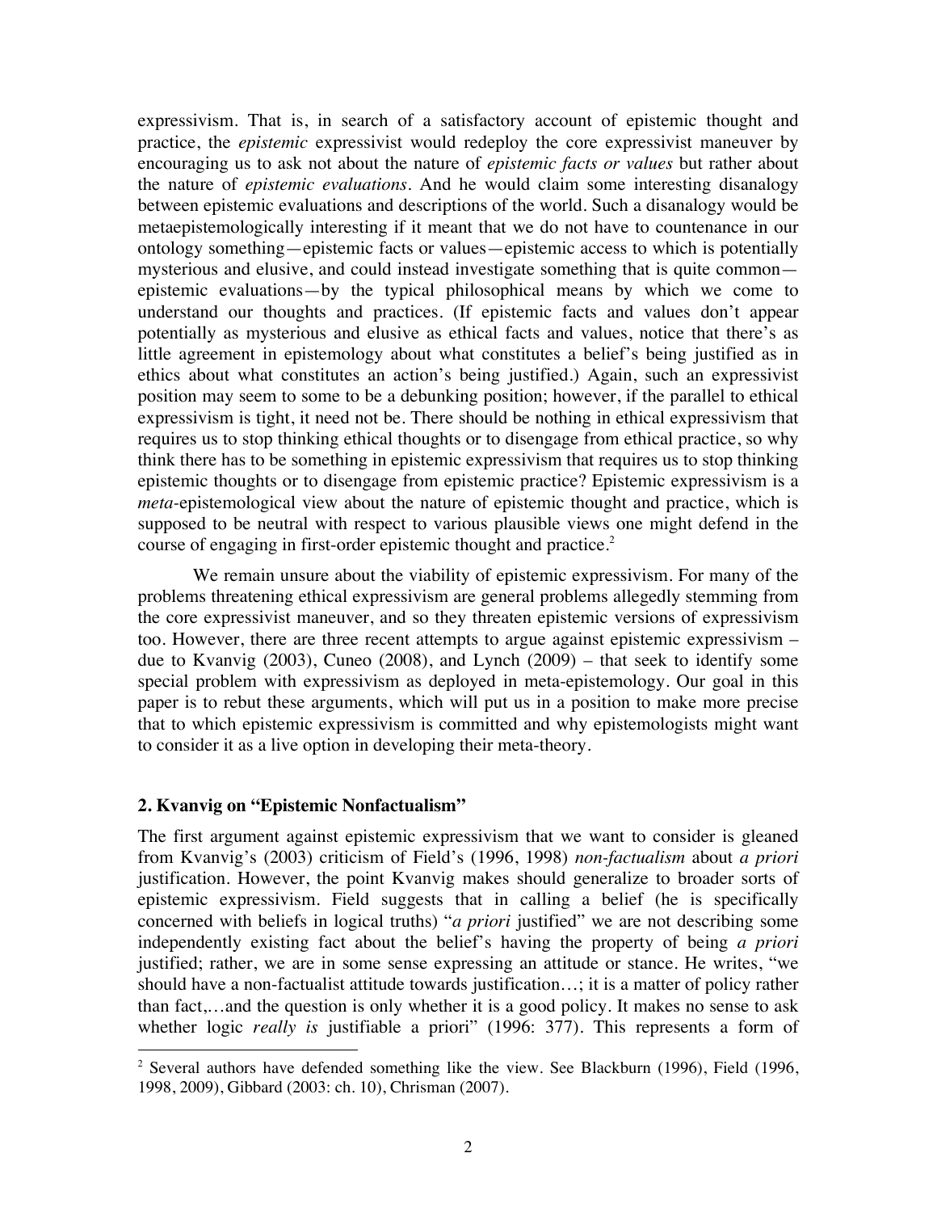expressivism. That is, in search of a satisfactory account of epistemic thought and practice, the *epistemic* expressivist would redeploy the core expressivist maneuver by encouraging us to ask not about the nature of *epistemic facts or values* but rather about the nature of *epistemic evaluations*. And he would claim some interesting disanalogy between epistemic evaluations and descriptions of the world. Such a disanalogy would be metaepistemologically interesting if it meant that we do not have to countenance in our ontology something—epistemic facts or values—epistemic access to which is potentially mysterious and elusive, and could instead investigate something that is quite common—epistemic evaluations—by the typical philosophical means by which we come to understand our thoughts and practices. (If epistemic facts and values don't appear potentially as mysterious and elusive as ethical facts and values, notice that there's as little agreement in epistemology about what constitutes a belief's being justified as in ethics about what constitutes an action's being justified.) Again, such an expressivist position may seem to some to be a debunking position; however, if the parallel to ethical expressivism is tight, it need not be. There should be nothing in ethical expressivism that requires us to stop thinking ethical thoughts or to disengage from ethical practice, so why think there has to be something in epistemic expressivism that requires us to stop thinking epistemic thoughts or to disengage from epistemic practice? Epistemic expressivism is a *meta*-epistemological view about the nature of epistemic thought and practice, which is supposed to be neutral with respect to various plausible views one might defend in the course of engaging in first-order epistemic thought and practice.[2]

We remain unsure about the viability of epistemic expressivism. For many of the problems threatening ethical expressivism are general problems allegedly stemming from the core expressivist maneuver, and so they threaten epistemic versions of expressivism too. However, there are three recent attempts to argue against epistemic expressivism – due to Kvanvig (2003), Cuneo (2008), and Lynch (2009) – that seek to identify some special problem with expressivism as deployed in meta-epistemology. Our goal in this paper is to rebut these arguments, which will put us in a position to make more precise that to which epistemic expressivism is committed and why epistemologists might want to consider it as a live option in developing their meta-theory.

## 2. Kvanvig on "Epistemic Nonfactualism"

The first argument against epistemic expressivism that we want to consider is gleaned from Kvanvig's (2003) criticism of Field's (1996, 1998) *non-factualism* about *a priori* justification. However, the point Kvanvig makes should generalize to broader sorts of epistemic expressivism. Field suggests that in calling a belief (he is specifically concerned with beliefs in logical truths) "*a priori* justified" we are not describing some independently existing fact about the belief's having the property of being *a priori* justified; rather, we are in some sense expressing an attitude or stance. He writes, "we should have a non-factualist attitude towards justification…; it is a matter of policy rather than fact,…and the question is only whether it is a good policy. It makes no sense to ask whether logic *really is* justifiable a priori" (1996: 377). This represents a form of

[2] Several authors have defended something like the view. See Blackburn (1996), Field (1996, 1998, 2009), Gibbard (2003: ch. 10), Chrisman (2007).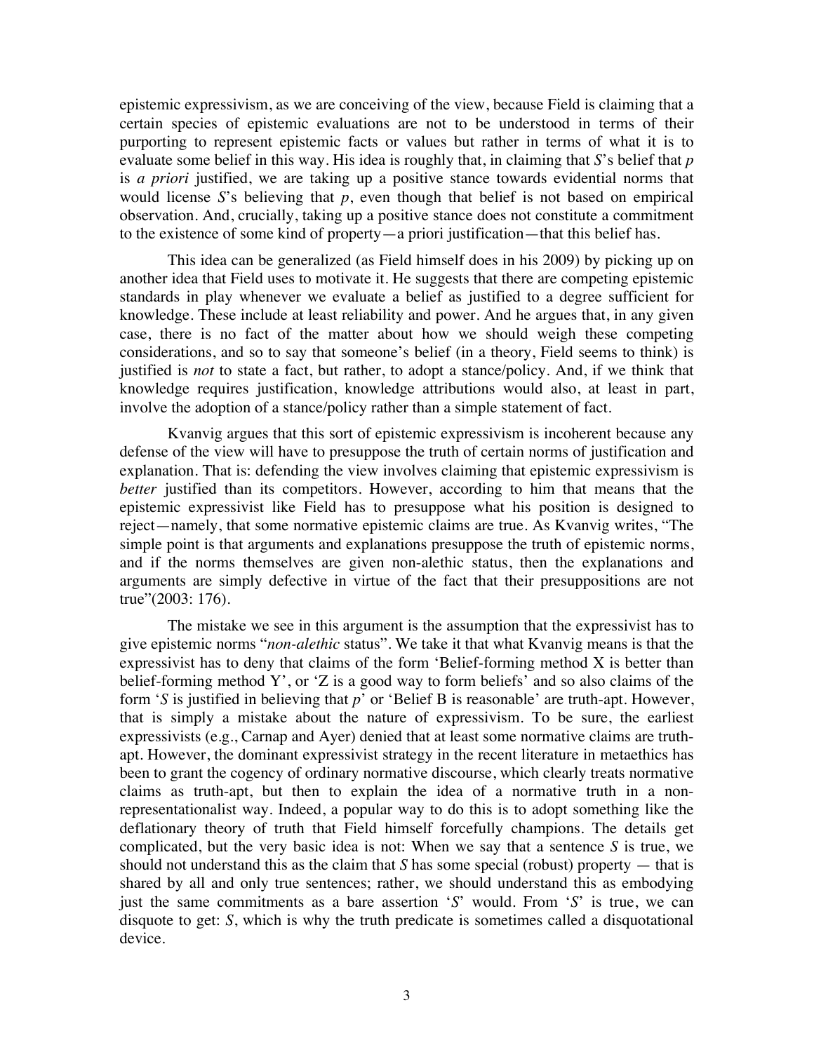epistemic expressivism, as we are conceiving of the view, because Field is claiming that a certain species of epistemic evaluations are not to be understood in terms of their purporting to represent epistemic facts or values but rather in terms of what it is to evaluate some belief in this way. His idea is roughly that, in claiming that *S*'s belief that *p* is *a priori* justified, we are taking up a positive stance towards evidential norms that would license *S*'s believing that *p*, even though that belief is not based on empirical observation. And, crucially, taking up a positive stance does not constitute a commitment to the existence of some kind of property—a priori justification—that this belief has.

This idea can be generalized (as Field himself does in his 2009) by picking up on another idea that Field uses to motivate it. He suggests that there are competing epistemic standards in play whenever we evaluate a belief as justified to a degree sufficient for knowledge. These include at least reliability and power. And he argues that, in any given case, there is no fact of the matter about how we should weigh these competing considerations, and so to say that someone's belief (in a theory, Field seems to think) is justified is *not* to state a fact, but rather, to adopt a stance/policy. And, if we think that knowledge requires justification, knowledge attributions would also, at least in part, involve the adoption of a stance/policy rather than a simple statement of fact.

Kvanvig argues that this sort of epistemic expressivism is incoherent because any defense of the view will have to presuppose the truth of certain norms of justification and explanation. That is: defending the view involves claiming that epistemic expressivism is *better* justified than its competitors. However, according to him that means that the epistemic expressivist like Field has to presuppose what his position is designed to reject—namely, that some normative epistemic claims are true. As Kvanvig writes, "The simple point is that arguments and explanations presuppose the truth of epistemic norms, and if the norms themselves are given non-alethic status, then the explanations and arguments are simply defective in virtue of the fact that their presuppositions are not true"(2003: 176).

The mistake we see in this argument is the assumption that the expressivist has to give epistemic norms "*non-alethic* status". We take it that what Kvanvig means is that the expressivist has to deny that claims of the form 'Belief-forming method X is better than belief-forming method Y', or 'Z is a good way to form beliefs' and so also claims of the form '*S* is justified in believing that *p*' or 'Belief B is reasonable' are truth-apt. However, that is simply a mistake about the nature of expressivism. To be sure, the earliest expressivists (e.g., Carnap and Ayer) denied that at least some normative claims are truth-apt. However, the dominant expressivist strategy in the recent literature in metaethics has been to grant the cogency of ordinary normative discourse, which clearly treats normative claims as truth-apt, but then to explain the idea of a normative truth in a non-representationalist way. Indeed, a popular way to do this is to adopt something like the deflationary theory of truth that Field himself forcefully champions. The details get complicated, but the very basic idea is not: When we say that a sentence *S* is true, we should not understand this as the claim that *S* has some special (robust) property — that is shared by all and only true sentences; rather, we should understand this as embodying just the same commitments as a bare assertion '*S*' would. From '*S*' is true, we can disquote to get: *S*, which is why the truth predicate is sometimes called a disquotational device.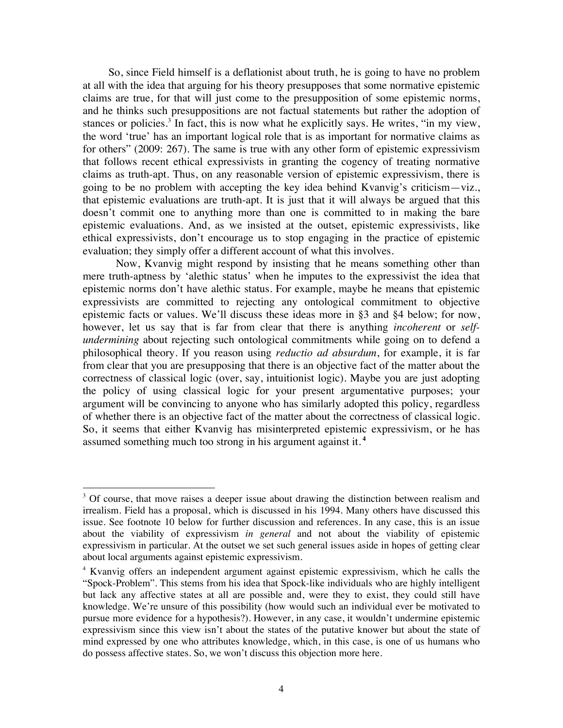So, since Field himself is a deflationist about truth, he is going to have no problem at all with the idea that arguing for his theory presupposes that some normative epistemic claims are true, for that will just come to the presupposition of some epistemic norms, and he thinks such presuppositions are not factual statements but rather the adoption of stances or policies.[3] In fact, this is now what he explicitly says. He writes, "in my view, the word 'true' has an important logical role that is as important for normative claims as for others" (2009: 267). The same is true with any other form of epistemic expressivism that follows recent ethical expressivists in granting the cogency of treating normative claims as truth-apt. Thus, on any reasonable version of epistemic expressivism, there is going to be no problem with accepting the key idea behind Kvanvig's criticism—viz., that epistemic evaluations are truth-apt. It is just that it will always be argued that this doesn't commit one to anything more than one is committed to in making the bare epistemic evaluations. And, as we insisted at the outset, epistemic expressivists, like ethical expressivists, don't encourage us to stop engaging in the practice of epistemic evaluation; they simply offer a different account of what this involves.

Now, Kvanvig might respond by insisting that he means something other than mere truth-aptness by 'alethic status' when he imputes to the expressivist the idea that epistemic norms don't have alethic status. For example, maybe he means that epistemic expressivists are committed to rejecting any ontological commitment to objective epistemic facts or values. We'll discuss these ideas more in §3 and §4 below; for now, however, let us say that is far from clear that there is anything *incoherent* or *self-undermining* about rejecting such ontological commitments while going on to defend a philosophical theory. If you reason using *reductio ad absurdum*, for example, it is far from clear that you are presupposing that there is an objective fact of the matter about the correctness of classical logic (over, say, intuitionist logic). Maybe you are just adopting the policy of using classical logic for your present argumentative purposes; your argument will be convincing to anyone who has similarly adopted this policy, regardless of whether there is an objective fact of the matter about the correctness of classical logic. So, it seems that either Kvanvig has misinterpreted epistemic expressivism, or he has assumed something much too strong in his argument against it.[4]

---

[3] Of course, that move raises a deeper issue about drawing the distinction between realism and irrealism. Field has a proposal, which is discussed in his 1994. Many others have discussed this issue. See footnote 10 below for further discussion and references. In any case, this is an issue about the viability of expressivism *in general* and not about the viability of epistemic expressivism in particular. At the outset we set such general issues aside in hopes of getting clear about local arguments against epistemic expressivism.

[4] Kvanvig offers an independent argument against epistemic expressivism, which he calls the "Spock-Problem". This stems from his idea that Spock-like individuals who are highly intelligent but lack any affective states at all are possible and, were they to exist, they could still have knowledge. We're unsure of this possibility (how would such an individual ever be motivated to pursue more evidence for a hypothesis?). However, in any case, it wouldn't undermine epistemic expressivism since this view isn't about the states of the putative knower but about the state of mind expressed by one who attributes knowledge, which, in this case, is one of us humans who do possess affective states. So, we won't discuss this objection more here.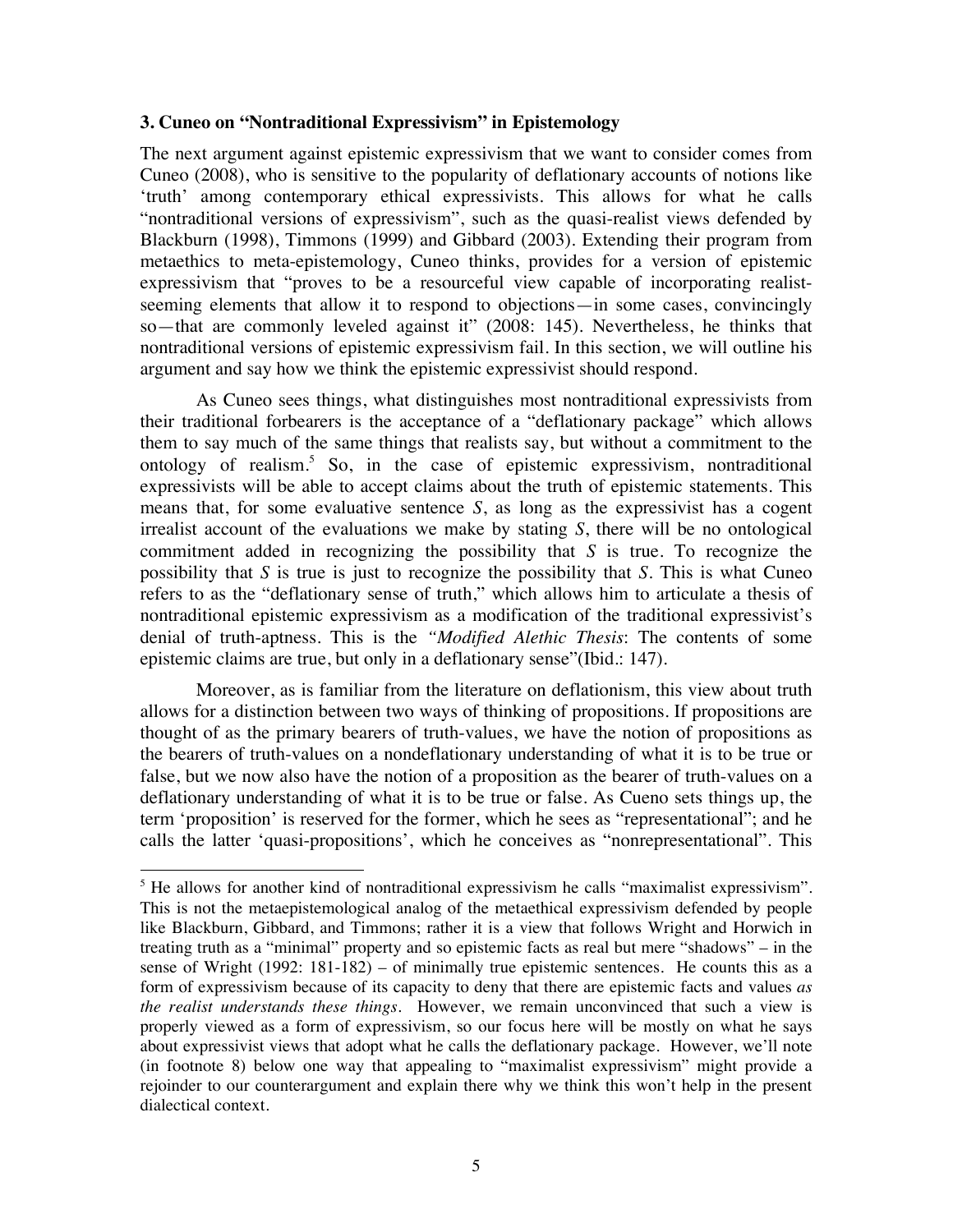### 3. Cuneo on "Nontraditional Expressivism" in Epistemology

The next argument against epistemic expressivism that we want to consider comes from Cuneo (2008), who is sensitive to the popularity of deflationary accounts of notions like 'truth' among contemporary ethical expressivists. This allows for what he calls "nontraditional versions of expressivism", such as the quasi-realist views defended by Blackburn (1998), Timmons (1999) and Gibbard (2003). Extending their program from metaethics to meta-epistemology, Cuneo thinks, provides for a version of epistemic expressivism that "proves to be a resourceful view capable of incorporating realist-seeming elements that allow it to respond to objections—in some cases, convincingly so—that are commonly leveled against it" (2008: 145). Nevertheless, he thinks that nontraditional versions of epistemic expressivism fail. In this section, we will outline his argument and say how we think the epistemic expressivist should respond.

As Cuneo sees things, what distinguishes most nontraditional expressivists from their traditional forbearers is the acceptance of a "deflationary package" which allows them to say much of the same things that realists say, but without a commitment to the ontology of realism.[5] So, in the case of epistemic expressivism, nontraditional expressivists will be able to accept claims about the truth of epistemic statements. This means that, for some evaluative sentence *S*, as long as the expressivist has a cogent irrealist account of the evaluations we make by stating *S*, there will be no ontological commitment added in recognizing the possibility that *S* is true. To recognize the possibility that *S* is true is just to recognize the possibility that *S*. This is what Cuneo refers to as the "deflationary sense of truth," which allows him to articulate a thesis of nontraditional epistemic expressivism as a modification of the traditional expressivist's denial of truth-aptness. This is the *"Modified Alethic Thesis*: The contents of some epistemic claims are true, but only in a deflationary sense"(Ibid.: 147).

Moreover, as is familiar from the literature on deflationism, this view about truth allows for a distinction between two ways of thinking of propositions. If propositions are thought of as the primary bearers of truth-values, we have the notion of propositions as the bearers of truth-values on a nondeflationary understanding of what it is to be true or false, but we now also have the notion of a proposition as the bearer of truth-values on a deflationary understanding of what it is to be true or false. As Cueno sets things up, the term 'proposition' is reserved for the former, which he sees as "representational"; and he calls the latter 'quasi-propositions', which he conceives as "nonrepresentational". This

[5] He allows for another kind of nontraditional expressivism he calls "maximalist expressivism". This is not the metaepistemological analog of the metaethical expressivism defended by people like Blackburn, Gibbard, and Timmons; rather it is a view that follows Wright and Horwich in treating truth as a "minimal" property and so epistemic facts as real but mere "shadows" – in the sense of Wright (1992: 181-182) – of minimally true epistemic sentences. He counts this as a form of expressivism because of its capacity to deny that there are epistemic facts and values *as the realist understands these things*. However, we remain unconvinced that such a view is properly viewed as a form of expressivism, so our focus here will be mostly on what he says about expressivist views that adopt what he calls the deflationary package. However, we'll note (in footnote 8) below one way that appealing to "maximalist expressivism" might provide a rejoinder to our counterargument and explain there why we think this won't help in the present dialectical context.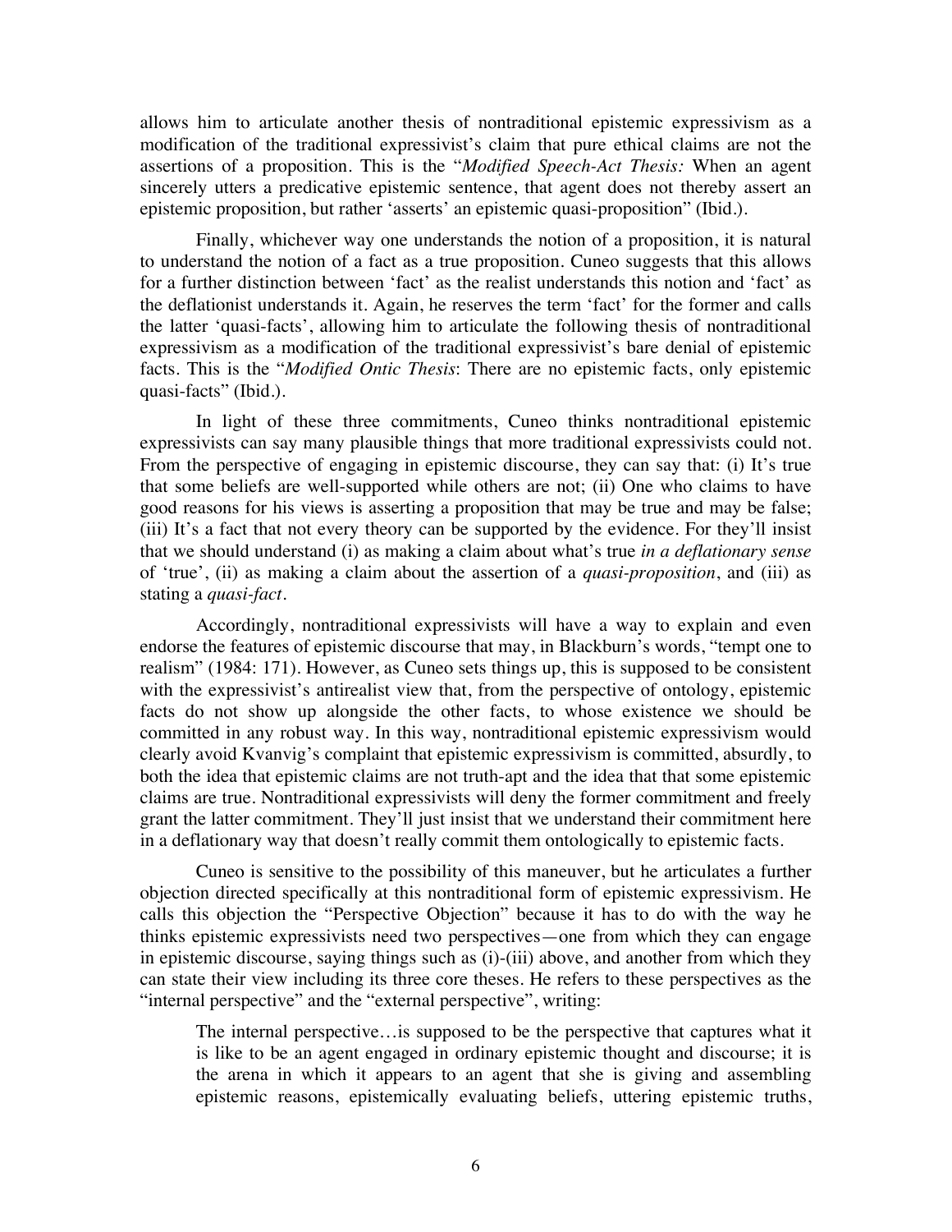allows him to articulate another thesis of nontraditional epistemic expressivism as a modification of the traditional expressivist's claim that pure ethical claims are not the assertions of a proposition. This is the "*Modified Speech-Act Thesis:* When an agent sincerely utters a predicative epistemic sentence, that agent does not thereby assert an epistemic proposition, but rather 'asserts' an epistemic quasi-proposition" (Ibid.).

Finally, whichever way one understands the notion of a proposition, it is natural to understand the notion of a fact as a true proposition. Cuneo suggests that this allows for a further distinction between 'fact' as the realist understands this notion and 'fact' as the deflationist understands it. Again, he reserves the term 'fact' for the former and calls the latter 'quasi-facts', allowing him to articulate the following thesis of nontraditional expressivism as a modification of the traditional expressivist's bare denial of epistemic facts. This is the "*Modified Ontic Thesis*: There are no epistemic facts, only epistemic quasi-facts" (Ibid.).

In light of these three commitments, Cuneo thinks nontraditional epistemic expressivists can say many plausible things that more traditional expressivists could not. From the perspective of engaging in epistemic discourse, they can say that: (i) It's true that some beliefs are well-supported while others are not; (ii) One who claims to have good reasons for his views is asserting a proposition that may be true and may be false; (iii) It's a fact that not every theory can be supported by the evidence. For they'll insist that we should understand (i) as making a claim about what's true *in a deflationary sense* of 'true', (ii) as making a claim about the assertion of a *quasi-proposition*, and (iii) as stating a *quasi-fact*.

Accordingly, nontraditional expressivists will have a way to explain and even endorse the features of epistemic discourse that may, in Blackburn's words, "tempt one to realism" (1984: 171). However, as Cuneo sets things up, this is supposed to be consistent with the expressivist's antirealist view that, from the perspective of ontology, epistemic facts do not show up alongside the other facts, to whose existence we should be committed in any robust way. In this way, nontraditional epistemic expressivism would clearly avoid Kvanvig's complaint that epistemic expressivism is committed, absurdly, to both the idea that epistemic claims are not truth-apt and the idea that that some epistemic claims are true. Nontraditional expressivists will deny the former commitment and freely grant the latter commitment. They'll just insist that we understand their commitment here in a deflationary way that doesn't really commit them ontologically to epistemic facts.

Cuneo is sensitive to the possibility of this maneuver, but he articulates a further objection directed specifically at this nontraditional form of epistemic expressivism. He calls this objection the "Perspective Objection" because it has to do with the way he thinks epistemic expressivists need two perspectives—one from which they can engage in epistemic discourse, saying things such as (i)-(iii) above, and another from which they can state their view including its three core theses. He refers to these perspectives as the "internal perspective" and the "external perspective", writing:

> The internal perspective…is supposed to be the perspective that captures what it is like to be an agent engaged in ordinary epistemic thought and discourse; it is the arena in which it appears to an agent that she is giving and assembling epistemic reasons, epistemically evaluating beliefs, uttering epistemic truths,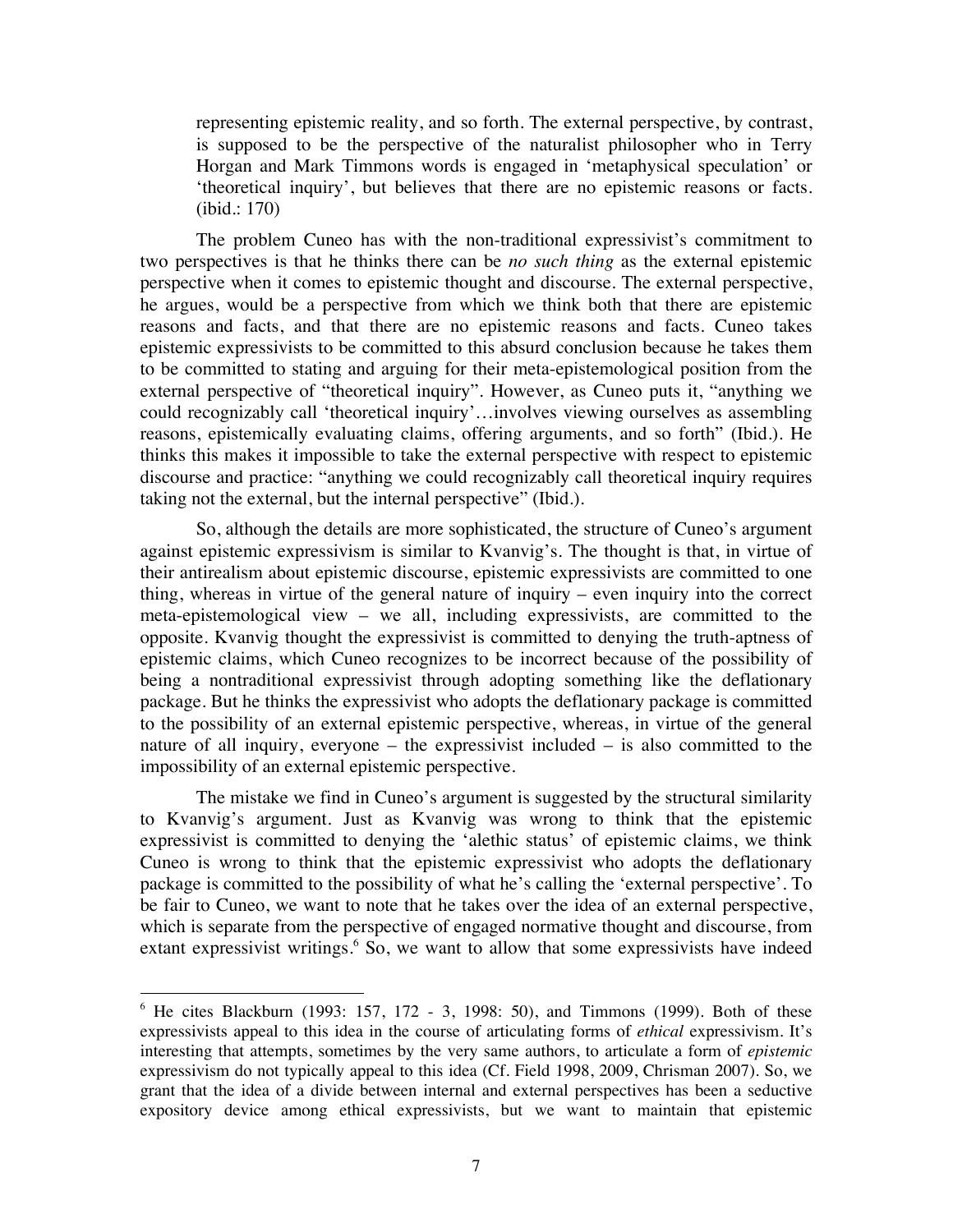> representing epistemic reality, and so forth. The external perspective, by contrast, is supposed to be the perspective of the naturalist philosopher who in Terry Horgan and Mark Timmons words is engaged in 'metaphysical speculation' or 'theoretical inquiry', but believes that there are no epistemic reasons or facts. (ibid.: 170)

The problem Cuneo has with the non-traditional expressivist's commitment to two perspectives is that he thinks there can be *no such thing* as the external epistemic perspective when it comes to epistemic thought and discourse. The external perspective, he argues, would be a perspective from which we think both that there are epistemic reasons and facts, and that there are no epistemic reasons and facts. Cuneo takes epistemic expressivists to be committed to this absurd conclusion because he takes them to be committed to stating and arguing for their meta-epistemological position from the external perspective of "theoretical inquiry". However, as Cuneo puts it, "anything we could recognizably call 'theoretical inquiry'…involves viewing ourselves as assembling reasons, epistemically evaluating claims, offering arguments, and so forth" (Ibid.). He thinks this makes it impossible to take the external perspective with respect to epistemic discourse and practice: "anything we could recognizably call theoretical inquiry requires taking not the external, but the internal perspective" (Ibid.).

So, although the details are more sophisticated, the structure of Cuneo's argument against epistemic expressivism is similar to Kvanvig's. The thought is that, in virtue of their antirealism about epistemic discourse, epistemic expressivists are committed to one thing, whereas in virtue of the general nature of inquiry – even inquiry into the correct meta-epistemological view – we all, including expressivists, are committed to the opposite. Kvanvig thought the expressivist is committed to denying the truth-aptness of epistemic claims, which Cuneo recognizes to be incorrect because of the possibility of being a nontraditional expressivist through adopting something like the deflationary package. But he thinks the expressivist who adopts the deflationary package is committed to the possibility of an external epistemic perspective, whereas, in virtue of the general nature of all inquiry, everyone – the expressivist included – is also committed to the impossibility of an external epistemic perspective.

The mistake we find in Cuneo's argument is suggested by the structural similarity to Kvanvig's argument. Just as Kvanvig was wrong to think that the epistemic expressivist is committed to denying the 'alethic status' of epistemic claims, we think Cuneo is wrong to think that the epistemic expressivist who adopts the deflationary package is committed to the possibility of what he's calling the 'external perspective'. To be fair to Cuneo, we want to note that he takes over the idea of an external perspective, which is separate from the perspective of engaged normative thought and discourse, from extant expressivist writings.[6] So, we want to allow that some expressivists have indeed

[6] He cites Blackburn (1993: 157, 172 - 3, 1998: 50), and Timmons (1999). Both of these expressivists appeal to this idea in the course of articulating forms of *ethical* expressivism. It's interesting that attempts, sometimes by the very same authors, to articulate a form of *epistemic* expressivism do not typically appeal to this idea (Cf. Field 1998, 2009, Chrisman 2007). So, we grant that the idea of a divide between internal and external perspectives has been a seductive expository device among ethical expressivists, but we want to maintain that epistemic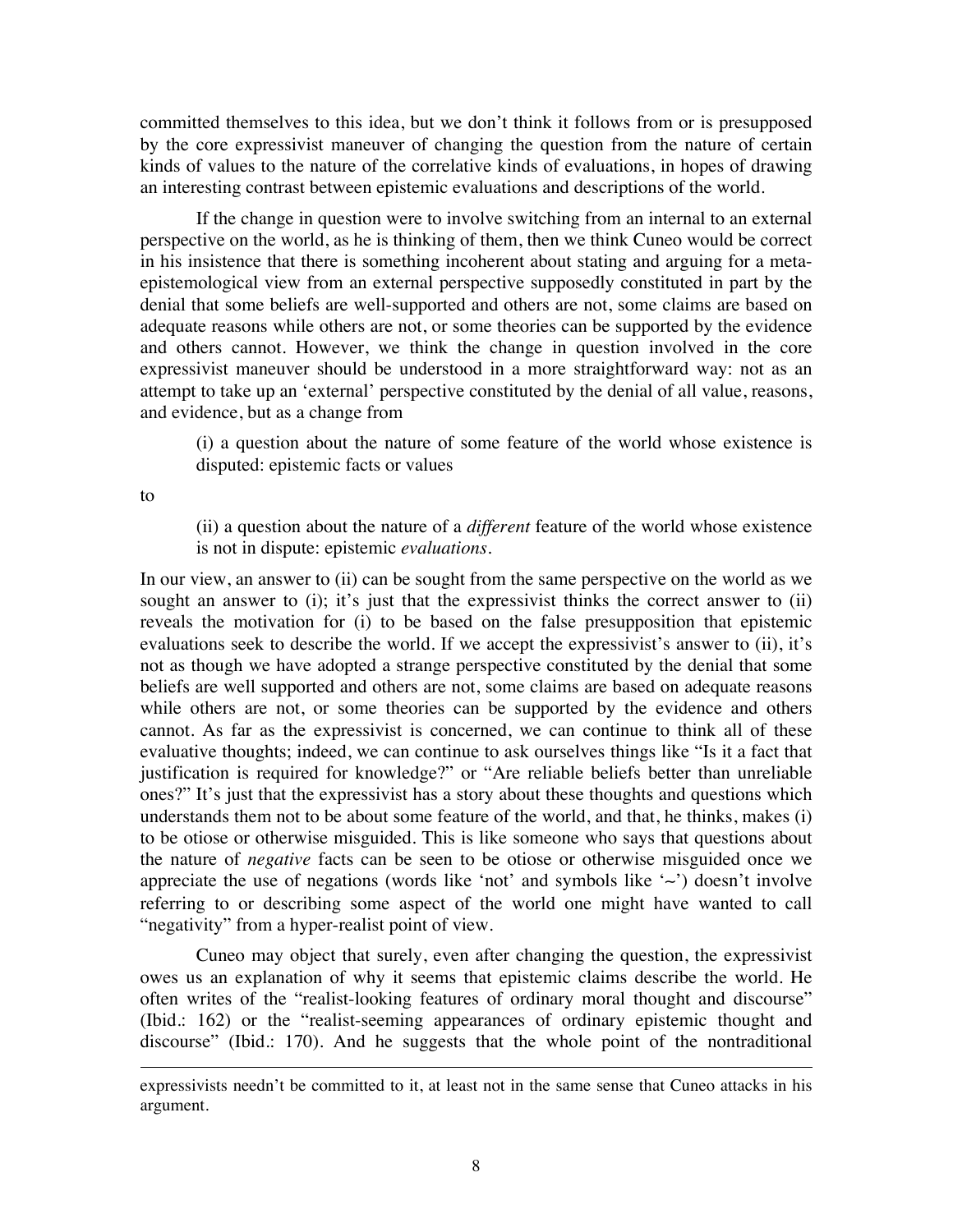committed themselves to this idea, but we don't think it follows from or is presupposed by the core expressivist maneuver of changing the question from the nature of certain kinds of values to the nature of the correlative kinds of evaluations, in hopes of drawing an interesting contrast between epistemic evaluations and descriptions of the world.

If the change in question were to involve switching from an internal to an external perspective on the world, as he is thinking of them, then we think Cuneo would be correct in his insistence that there is something incoherent about stating and arguing for a meta-epistemological view from an external perspective supposedly constituted in part by the denial that some beliefs are well-supported and others are not, some claims are based on adequate reasons while others are not, or some theories can be supported by the evidence and others cannot. However, we think the change in question involved in the core expressivist maneuver should be understood in a more straightforward way: not as an attempt to take up an 'external' perspective constituted by the denial of all value, reasons, and evidence, but as a change from

> (i) a question about the nature of some feature of the world whose existence is disputed: epistemic facts or values

to

> (ii) a question about the nature of a *different* feature of the world whose existence is not in dispute: epistemic *evaluations*.

In our view, an answer to (ii) can be sought from the same perspective on the world as we sought an answer to (i); it's just that the expressivist thinks the correct answer to (ii) reveals the motivation for (i) to be based on the false presupposition that epistemic evaluations seek to describe the world. If we accept the expressivist's answer to (ii), it's not as though we have adopted a strange perspective constituted by the denial that some beliefs are well supported and others are not, some claims are based on adequate reasons while others are not, or some theories can be supported by the evidence and others cannot. As far as the expressivist is concerned, we can continue to think all of these evaluative thoughts; indeed, we can continue to ask ourselves things like "Is it a fact that justification is required for knowledge?" or "Are reliable beliefs better than unreliable ones?" It's just that the expressivist has a story about these thoughts and questions which understands them not to be about some feature of the world, and that, he thinks, makes (i) to be otiose or otherwise misguided. This is like someone who says that questions about the nature of *negative* facts can be seen to be otiose or otherwise misguided once we appreciate the use of negations (words like 'not' and symbols like '~') doesn't involve referring to or describing some aspect of the world one might have wanted to call "negativity" from a hyper-realist point of view.

Cuneo may object that surely, even after changing the question, the expressivist owes us an explanation of why it seems that epistemic claims describe the world. He often writes of the "realist-looking features of ordinary moral thought and discourse" (Ibid.: 162) or the "realist-seeming appearances of ordinary epistemic thought and discourse" (Ibid.: 170). And he suggests that the whole point of the nontraditional

---

expressivists needn't be committed to it, at least not in the same sense that Cuneo attacks in his argument.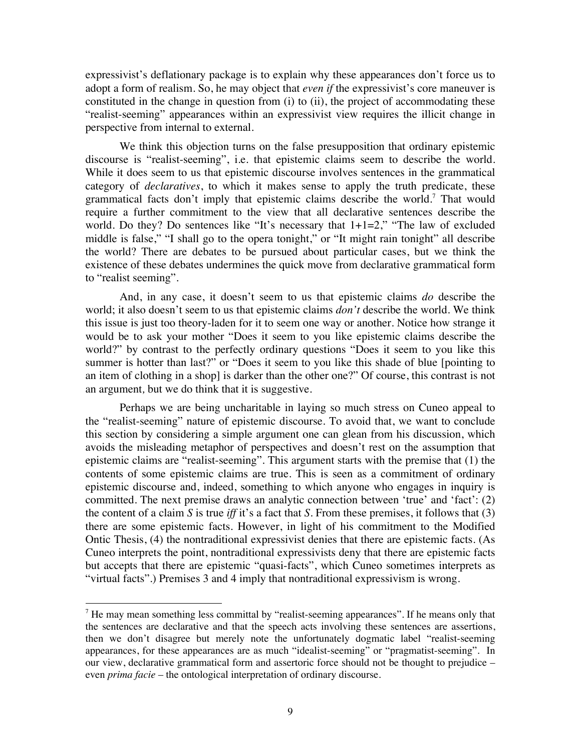expressivist's deflationary package is to explain why these appearances don't force us to adopt a form of realism. So, he may object that *even if* the expressivist's core maneuver is constituted in the change in question from (i) to (ii), the project of accommodating these "realist-seeming" appearances within an expressivist view requires the illicit change in perspective from internal to external.

We think this objection turns on the false presupposition that ordinary epistemic discourse is "realist-seeming", i.e. that epistemic claims seem to describe the world. While it does seem to us that epistemic discourse involves sentences in the grammatical category of *declaratives*, to which it makes sense to apply the truth predicate, these grammatical facts don't imply that epistemic claims describe the world.[7] That would require a further commitment to the view that all declarative sentences describe the world. Do they? Do sentences like "It's necessary that 1+1=2," "The law of excluded middle is false," "I shall go to the opera tonight," or "It might rain tonight" all describe the world? There are debates to be pursued about particular cases, but we think the existence of these debates undermines the quick move from declarative grammatical form to "realist seeming".

And, in any case, it doesn't seem to us that epistemic claims *do* describe the world; it also doesn't seem to us that epistemic claims *don't* describe the world. We think this issue is just too theory-laden for it to seem one way or another. Notice how strange it would be to ask your mother "Does it seem to you like epistemic claims describe the world?" by contrast to the perfectly ordinary questions "Does it seem to you like this summer is hotter than last?" or "Does it seem to you like this shade of blue [pointing to an item of clothing in a shop] is darker than the other one?" Of course, this contrast is not an argument, but we do think that it is suggestive.

Perhaps we are being uncharitable in laying so much stress on Cuneo appeal to the "realist-seeming" nature of epistemic discourse. To avoid that, we want to conclude this section by considering a simple argument one can glean from his discussion, which avoids the misleading metaphor of perspectives and doesn't rest on the assumption that epistemic claims are "realist-seeming". This argument starts with the premise that (1) the contents of some epistemic claims are true. This is seen as a commitment of ordinary epistemic discourse and, indeed, something to which anyone who engages in inquiry is committed. The next premise draws an analytic connection between 'true' and 'fact': (2) the content of a claim *S* is true *iff* it's a fact that *S*. From these premises, it follows that (3) there are some epistemic facts. However, in light of his commitment to the Modified Ontic Thesis, (4) the nontraditional expressivist denies that there are epistemic facts. (As Cuneo interprets the point, nontraditional expressivists deny that there are epistemic facts but accepts that there are epistemic "quasi-facts", which Cuneo sometimes interprets as "virtual facts".) Premises 3 and 4 imply that nontraditional expressivism is wrong.

---

[7] He may mean something less committal by "realist-seeming appearances". If he means only that the sentences are declarative and that the speech acts involving these sentences are assertions, then we don't disagree but merely note the unfortunately dogmatic label "realist-seeming appearances, for these appearances are as much "idealist-seeming" or "pragmatist-seeming". In our view, declarative grammatical form and assertoric force should not be thought to prejudice – even *prima facie* – the ontological interpretation of ordinary discourse.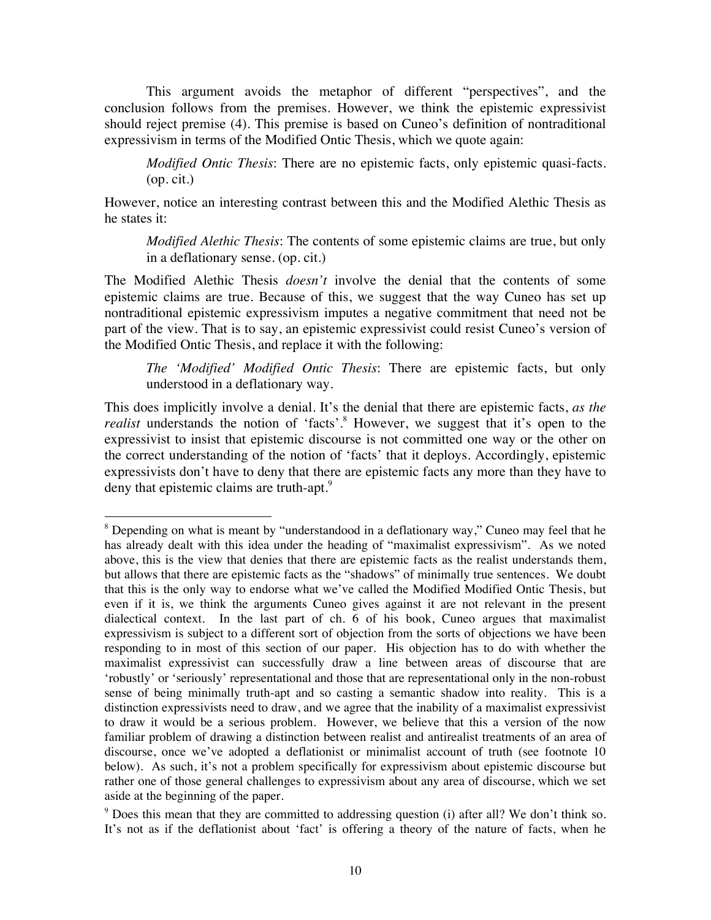This argument avoids the metaphor of different "perspectives", and the conclusion follows from the premises. However, we think the epistemic expressivist should reject premise (4). This premise is based on Cuneo's definition of nontraditional expressivism in terms of the Modified Ontic Thesis, which we quote again:

> *Modified Ontic Thesis*: There are no epistemic facts, only epistemic quasi-facts. (op. cit.)

However, notice an interesting contrast between this and the Modified Alethic Thesis as he states it:

> *Modified Alethic Thesis*: The contents of some epistemic claims are true, but only in a deflationary sense. (op. cit.)

The Modified Alethic Thesis *doesn't* involve the denial that the contents of some epistemic claims are true. Because of this, we suggest that the way Cuneo has set up nontraditional epistemic expressivism imputes a negative commitment that need not be part of the view. That is to say, an epistemic expressivist could resist Cuneo's version of the Modified Ontic Thesis, and replace it with the following:

> *The 'Modified' Modified Ontic Thesis*: There are epistemic facts, but only understood in a deflationary way.

This does implicitly involve a denial. It's the denial that there are epistemic facts, *as the realist* understands the notion of 'facts'.[8] However, we suggest that it's open to the expressivist to insist that epistemic discourse is not committed one way or the other on the correct understanding of the notion of 'facts' that it deploys. Accordingly, epistemic expressivists don't have to deny that there are epistemic facts any more than they have to deny that epistemic claims are truth-apt.[9]

---

[8] Depending on what is meant by "understandood in a deflationary way," Cuneo may feel that he has already dealt with this idea under the heading of "maximalist expressivism". As we noted above, this is the view that denies that there are epistemic facts as the realist understands them, but allows that there are epistemic facts as the "shadows" of minimally true sentences. We doubt that this is the only way to endorse what we've called the Modified Modified Ontic Thesis, but even if it is, we think the arguments Cuneo gives against it are not relevant in the present dialectical context. In the last part of ch. 6 of his book, Cuneo argues that maximalist expressivism is subject to a different sort of objection from the sorts of objections we have been responding to in most of this section of our paper. His objection has to do with whether the maximalist expressivist can successfully draw a line between areas of discourse that are 'robustly' or 'seriously' representational and those that are representational only in the non-robust sense of being minimally truth-apt and so casting a semantic shadow into reality. This is a distinction expressivists need to draw, and we agree that the inability of a maximalist expressivist to draw it would be a serious problem. However, we believe that this a version of the now familiar problem of drawing a distinction between realist and antirealist treatments of an area of discourse, once we've adopted a deflationist or minimalist account of truth (see footnote 10 below). As such, it's not a problem specifically for expressivism about epistemic discourse but rather one of those general challenges to expressivism about any area of discourse, which we set aside at the beginning of the paper.

[9] Does this mean that they are committed to addressing question (i) after all? We don't think so. It's not as if the deflationist about 'fact' is offering a theory of the nature of facts, when he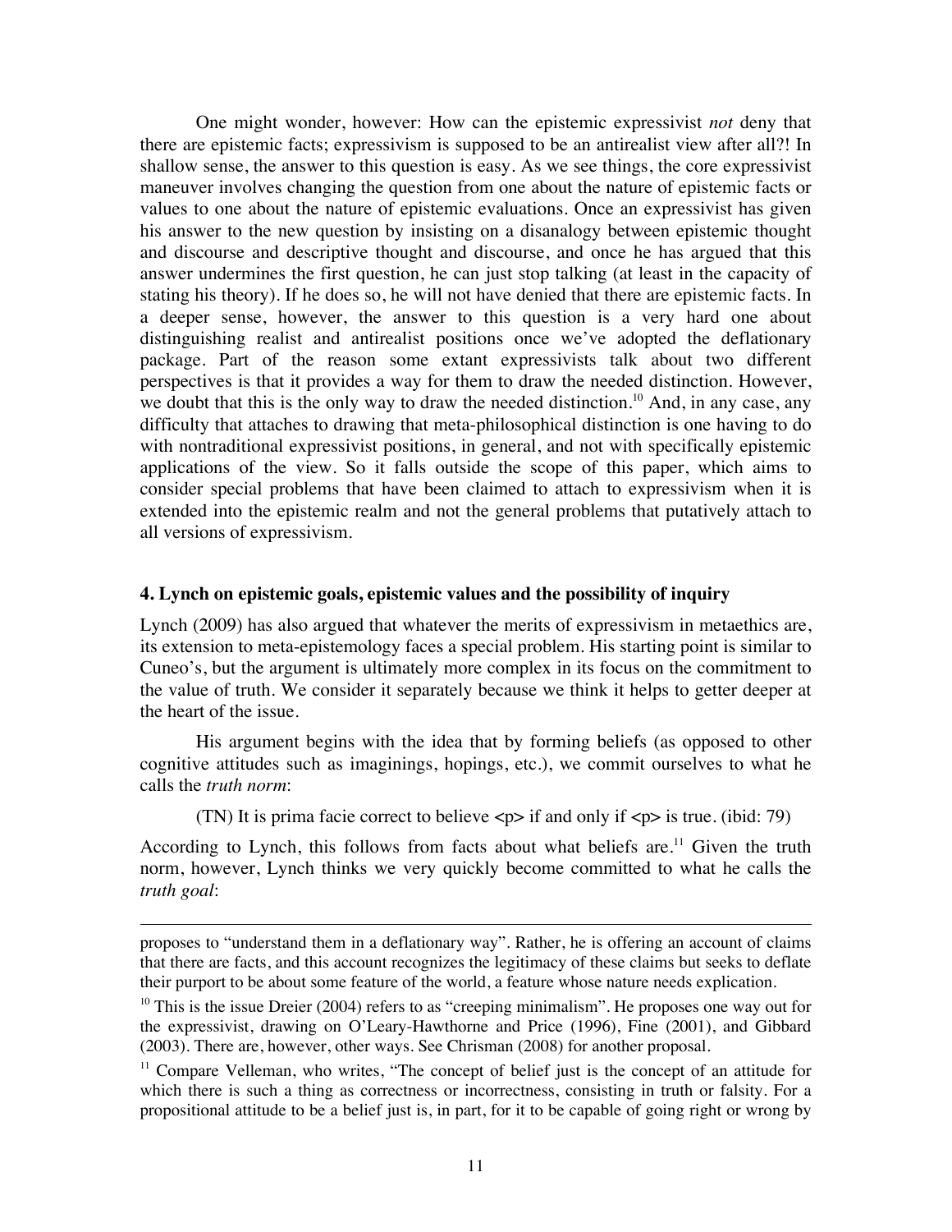One might wonder, however: How can the epistemic expressivist *not* deny that there are epistemic facts; expressivism is supposed to be an antirealist view after all?! In shallow sense, the answer to this question is easy. As we see things, the core expressivist maneuver involves changing the question from one about the nature of epistemic facts or values to one about the nature of epistemic evaluations. Once an expressivist has given his answer to the new question by insisting on a disanalogy between epistemic thought and discourse and descriptive thought and discourse, and once he has argued that this answer undermines the first question, he can just stop talking (at least in the capacity of stating his theory). If he does so, he will not have denied that there are epistemic facts. In a deeper sense, however, the answer to this question is a very hard one about distinguishing realist and antirealist positions once we've adopted the deflationary package. Part of the reason some extant expressivists talk about two different perspectives is that it provides a way for them to draw the needed distinction. However, we doubt that this is the only way to draw the needed distinction.[10] And, in any case, any difficulty that attaches to drawing that meta-philosophical distinction is one having to do with nontraditional expressivist positions, in general, and not with specifically epistemic applications of the view. So it falls outside the scope of this paper, which aims to consider special problems that have been claimed to attach to expressivism when it is extended into the epistemic realm and not the general problems that putatively attach to all versions of expressivism.

## 4. Lynch on epistemic goals, epistemic values and the possibility of inquiry

Lynch (2009) has also argued that whatever the merits of expressivism in metaethics are, its extension to meta-epistemology faces a special problem. His starting point is similar to Cuneo's, but the argument is ultimately more complex in its focus on the commitment to the value of truth. We consider it separately because we think it helps to getter deeper at the heart of the issue.

His argument begins with the idea that by forming beliefs (as opposed to other cognitive attitudes such as imaginings, hopings, etc.), we commit ourselves to what he calls the *truth norm*:

(TN) It is prima facie correct to believe <p> if and only if <p> is true. (ibid: 79)

According to Lynch, this follows from facts about what beliefs are.[11] Given the truth norm, however, Lynch thinks we very quickly become committed to what he calls the *truth goal*:

---

proposes to "understand them in a deflationary way". Rather, he is offering an account of claims that there are facts, and this account recognizes the legitimacy of these claims but seeks to deflate their purport to be about some feature of the world, a feature whose nature needs explication.

[10] This is the issue Dreier (2004) refers to as "creeping minimalism". He proposes one way out for the expressivist, drawing on O'Leary-Hawthorne and Price (1996), Fine (2001), and Gibbard (2003). There are, however, other ways. See Chrisman (2008) for another proposal.

[11] Compare Velleman, who writes, "The concept of belief just is the concept of an attitude for which there is such a thing as correctness or incorrectness, consisting in truth or falsity. For a propositional attitude to be a belief just is, in part, for it to be capable of going right or wrong by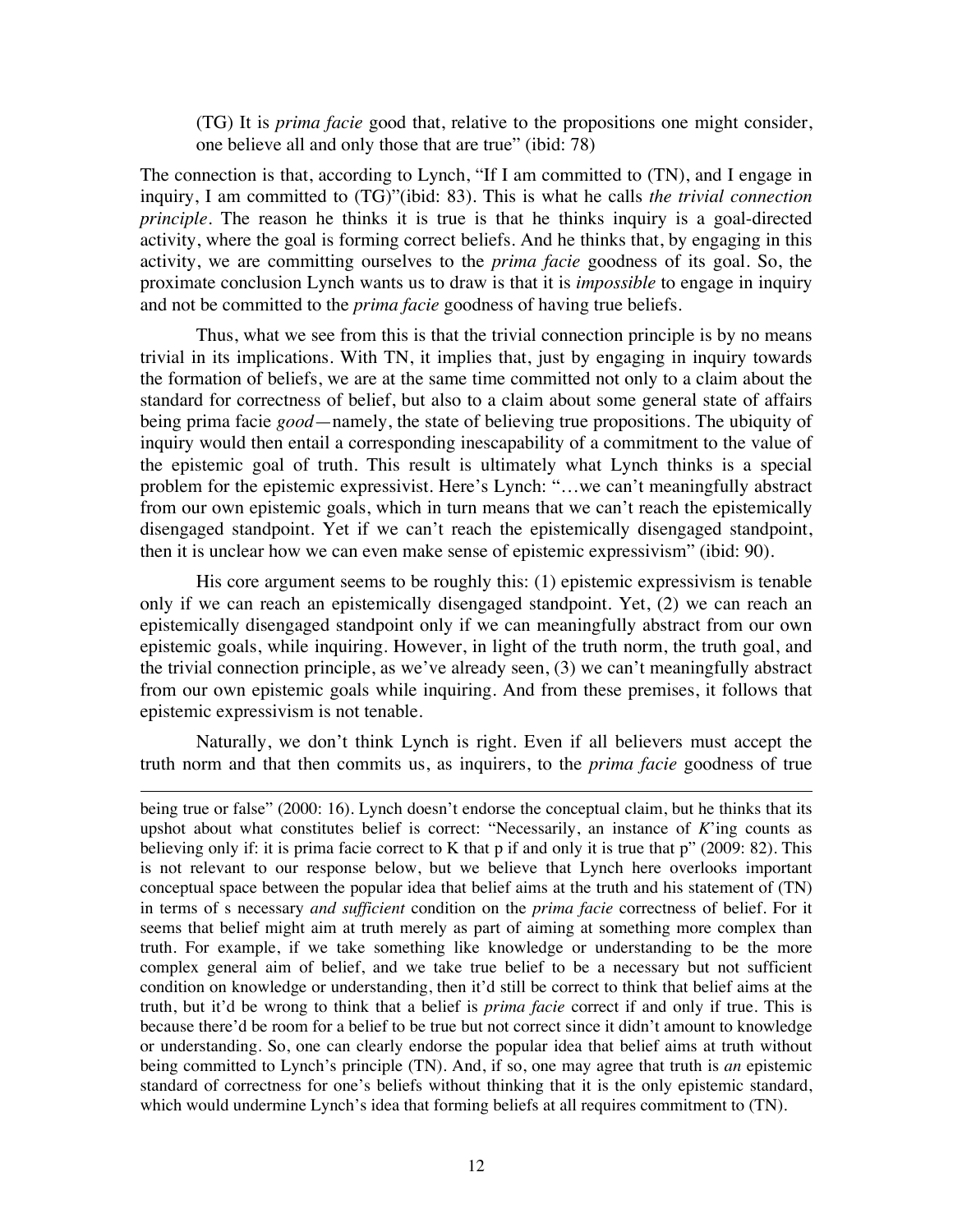(TG) It is *prima facie* good that, relative to the propositions one might consider, one believe all and only those that are true" (ibid: 78)

The connection is that, according to Lynch, "If I am committed to (TN), and I engage in inquiry, I am committed to (TG)"(ibid: 83). This is what he calls *the trivial connection principle*. The reason he thinks it is true is that he thinks inquiry is a goal-directed activity, where the goal is forming correct beliefs. And he thinks that, by engaging in this activity, we are committing ourselves to the *prima facie* goodness of its goal. So, the proximate conclusion Lynch wants us to draw is that it is *impossible* to engage in inquiry and not be committed to the *prima facie* goodness of having true beliefs.

Thus, what we see from this is that the trivial connection principle is by no means trivial in its implications. With TN, it implies that, just by engaging in inquiry towards the formation of beliefs, we are at the same time committed not only to a claim about the standard for correctness of belief, but also to a claim about some general state of affairs being prima facie *good*—namely, the state of believing true propositions. The ubiquity of inquiry would then entail a corresponding inescapability of a commitment to the value of the epistemic goal of truth. This result is ultimately what Lynch thinks is a special problem for the epistemic expressivist. Here's Lynch: "…we can't meaningfully abstract from our own epistemic goals, which in turn means that we can't reach the epistemically disengaged standpoint. Yet if we can't reach the epistemically disengaged standpoint, then it is unclear how we can even make sense of epistemic expressivism" (ibid: 90).

His core argument seems to be roughly this: (1) epistemic expressivism is tenable only if we can reach an epistemically disengaged standpoint. Yet, (2) we can reach an epistemically disengaged standpoint only if we can meaningfully abstract from our own epistemic goals, while inquiring. However, in light of the truth norm, the truth goal, and the trivial connection principle, as we've already seen, (3) we can't meaningfully abstract from our own epistemic goals while inquiring. And from these premises, it follows that epistemic expressivism is not tenable.

Naturally, we don't think Lynch is right. Even if all believers must accept the truth norm and that then commits us, as inquirers, to the *prima facie* goodness of true

being true or false" (2000: 16). Lynch doesn't endorse the conceptual claim, but he thinks that its upshot about what constitutes belief is correct: "Necessarily, an instance of *K*'ing counts as believing only if: it is prima facie correct to K that p if and only it is true that p" (2009: 82). This is not relevant to our response below, but we believe that Lynch here overlooks important conceptual space between the popular idea that belief aims at the truth and his statement of (TN) in terms of s necessary *and sufficient* condition on the *prima facie* correctness of belief. For it seems that belief might aim at truth merely as part of aiming at something more complex than truth. For example, if we take something like knowledge or understanding to be the more complex general aim of belief, and we take true belief to be a necessary but not sufficient condition on knowledge or understanding, then it'd still be correct to think that belief aims at the truth, but it'd be wrong to think that a belief is *prima facie* correct if and only if true. This is because there'd be room for a belief to be true but not correct since it didn't amount to knowledge or understanding. So, one can clearly endorse the popular idea that belief aims at truth without being committed to Lynch's principle (TN). And, if so, one may agree that truth is *an* epistemic standard of correctness for one's beliefs without thinking that it is the only epistemic standard, which would undermine Lynch's idea that forming beliefs at all requires commitment to (TN).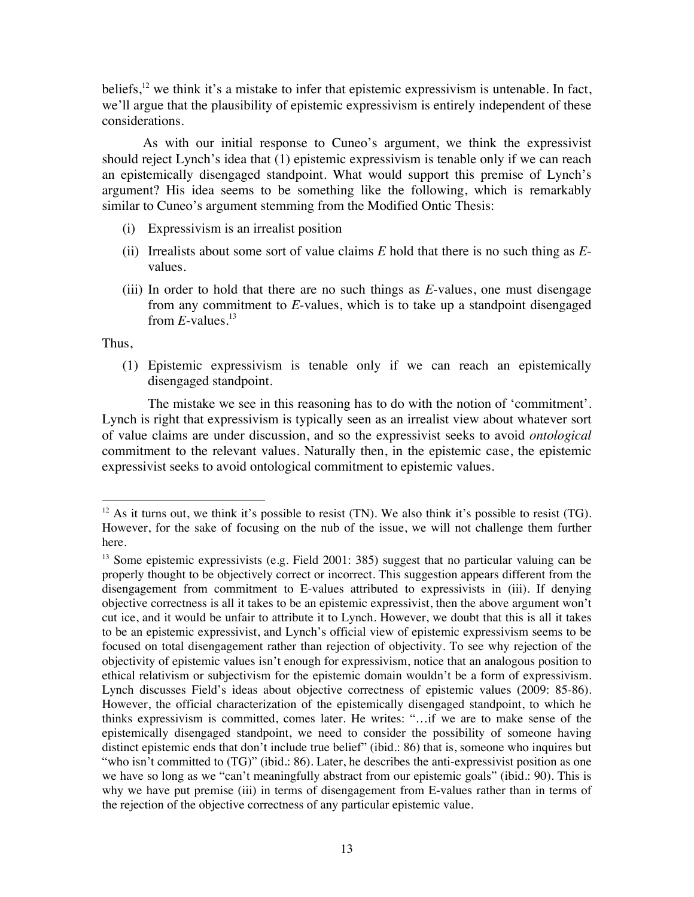beliefs,[12] we think it's a mistake to infer that epistemic expressivism is untenable. In fact, we'll argue that the plausibility of epistemic expressivism is entirely independent of these considerations.

As with our initial response to Cuneo's argument, we think the expressivist should reject Lynch's idea that (1) epistemic expressivism is tenable only if we can reach an epistemically disengaged standpoint. What would support this premise of Lynch's argument? His idea seems to be something like the following, which is remarkably similar to Cuneo's argument stemming from the Modified Ontic Thesis:

(i) Expressivism is an irrealist position

(ii) Irrealists about some sort of value claims *E* hold that there is no such thing as *E*-values.

(iii) In order to hold that there are no such things as *E*-values, one must disengage from any commitment to *E*-values, which is to take up a standpoint disengaged from *E*-values.[13]

Thus,

(1) Epistemic expressivism is tenable only if we can reach an epistemically disengaged standpoint.

The mistake we see in this reasoning has to do with the notion of 'commitment'. Lynch is right that expressivism is typically seen as an irrealist view about whatever sort of value claims are under discussion, and so the expressivist seeks to avoid *ontological* commitment to the relevant values. Naturally then, in the epistemic case, the epistemic expressivist seeks to avoid ontological commitment to epistemic values.

---

[12] As it turns out, we think it's possible to resist (TN). We also think it's possible to resist (TG). However, for the sake of focusing on the nub of the issue, we will not challenge them further here.

[13] Some epistemic expressivists (e.g. Field 2001: 385) suggest that no particular valuing can be properly thought to be objectively correct or incorrect. This suggestion appears different from the disengagement from commitment to E-values attributed to expressivists in (iii). If denying objective correctness is all it takes to be an epistemic expressivist, then the above argument won't cut ice, and it would be unfair to attribute it to Lynch. However, we doubt that this is all it takes to be an epistemic expressivist, and Lynch's official view of epistemic expressivism seems to be focused on total disengagement rather than rejection of objectivity. To see why rejection of the objectivity of epistemic values isn't enough for expressivism, notice that an analogous position to ethical relativism or subjectivism for the epistemic domain wouldn't be a form of expressivism. Lynch discusses Field's ideas about objective correctness of epistemic values (2009: 85-86). However, the official characterization of the epistemically disengaged standpoint, to which he thinks expressivism is committed, comes later. He writes: "…if we are to make sense of the epistemically disengaged standpoint, we need to consider the possibility of someone having distinct epistemic ends that don't include true belief" (ibid.: 86) that is, someone who inquires but "who isn't committed to (TG)" (ibid.: 86). Later, he describes the anti-expressivist position as one we have so long as we "can't meaningfully abstract from our epistemic goals" (ibid.: 90). This is why we have put premise (iii) in terms of disengagement from E-values rather than in terms of the rejection of the objective correctness of any particular epistemic value.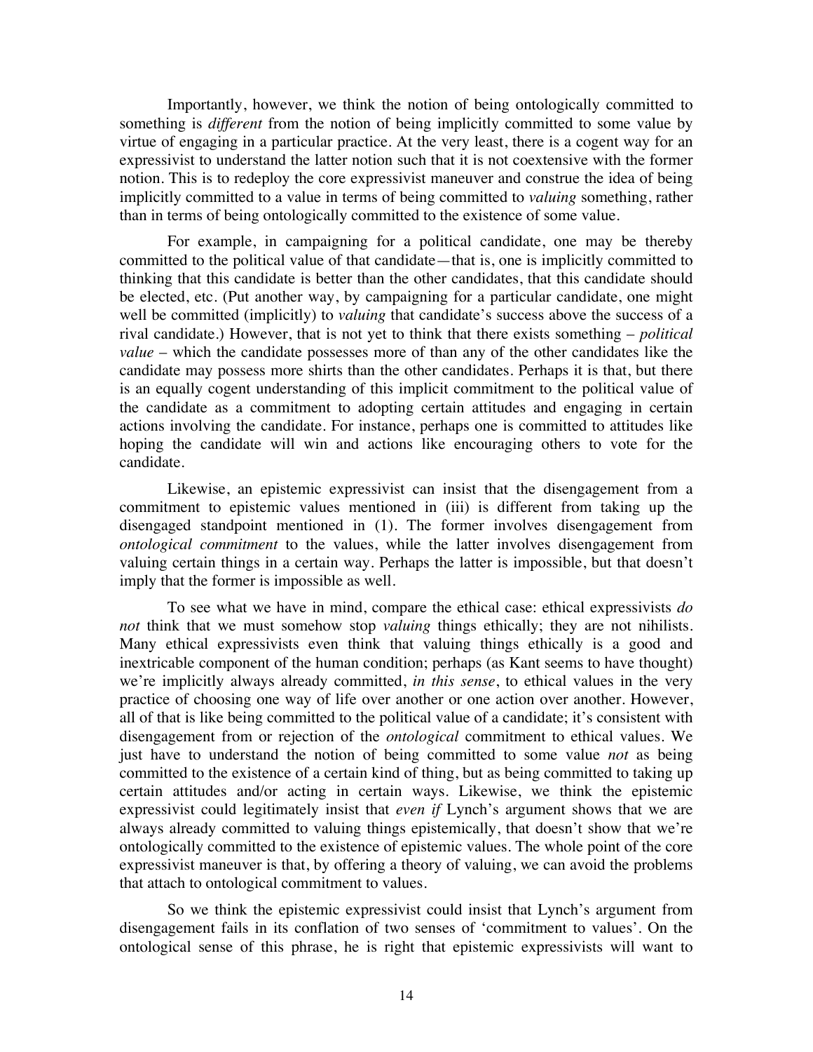Importantly, however, we think the notion of being ontologically committed to something is *different* from the notion of being implicitly committed to some value by virtue of engaging in a particular practice. At the very least, there is a cogent way for an expressivist to understand the latter notion such that it is not coextensive with the former notion. This is to redeploy the core expressivist maneuver and construe the idea of being implicitly committed to a value in terms of being committed to *valuing* something, rather than in terms of being ontologically committed to the existence of some value.

For example, in campaigning for a political candidate, one may be thereby committed to the political value of that candidate—that is, one is implicitly committed to thinking that this candidate is better than the other candidates, that this candidate should be elected, etc. (Put another way, by campaigning for a particular candidate, one might well be committed (implicitly) to *valuing* that candidate's success above the success of a rival candidate.) However, that is not yet to think that there exists something – *political value* – which the candidate possesses more of than any of the other candidates like the candidate may possess more shirts than the other candidates. Perhaps it is that, but there is an equally cogent understanding of this implicit commitment to the political value of the candidate as a commitment to adopting certain attitudes and engaging in certain actions involving the candidate. For instance, perhaps one is committed to attitudes like hoping the candidate will win and actions like encouraging others to vote for the candidate.

Likewise, an epistemic expressivist can insist that the disengagement from a commitment to epistemic values mentioned in (iii) is different from taking up the disengaged standpoint mentioned in (1). The former involves disengagement from *ontological commitment* to the values, while the latter involves disengagement from valuing certain things in a certain way. Perhaps the latter is impossible, but that doesn't imply that the former is impossible as well.

To see what we have in mind, compare the ethical case: ethical expressivists *do not* think that we must somehow stop *valuing* things ethically; they are not nihilists. Many ethical expressivists even think that valuing things ethically is a good and inextricable component of the human condition; perhaps (as Kant seems to have thought) we're implicitly always already committed, *in this sense*, to ethical values in the very practice of choosing one way of life over another or one action over another. However, all of that is like being committed to the political value of a candidate; it's consistent with disengagement from or rejection of the *ontological* commitment to ethical values. We just have to understand the notion of being committed to some value *not* as being committed to the existence of a certain kind of thing, but as being committed to taking up certain attitudes and/or acting in certain ways. Likewise, we think the epistemic expressivist could legitimately insist that *even if* Lynch's argument shows that we are always already committed to valuing things epistemically, that doesn't show that we're ontologically committed to the existence of epistemic values. The whole point of the core expressivist maneuver is that, by offering a theory of valuing, we can avoid the problems that attach to ontological commitment to values.

So we think the epistemic expressivist could insist that Lynch's argument from disengagement fails in its conflation of two senses of 'commitment to values'. On the ontological sense of this phrase, he is right that epistemic expressivists will want to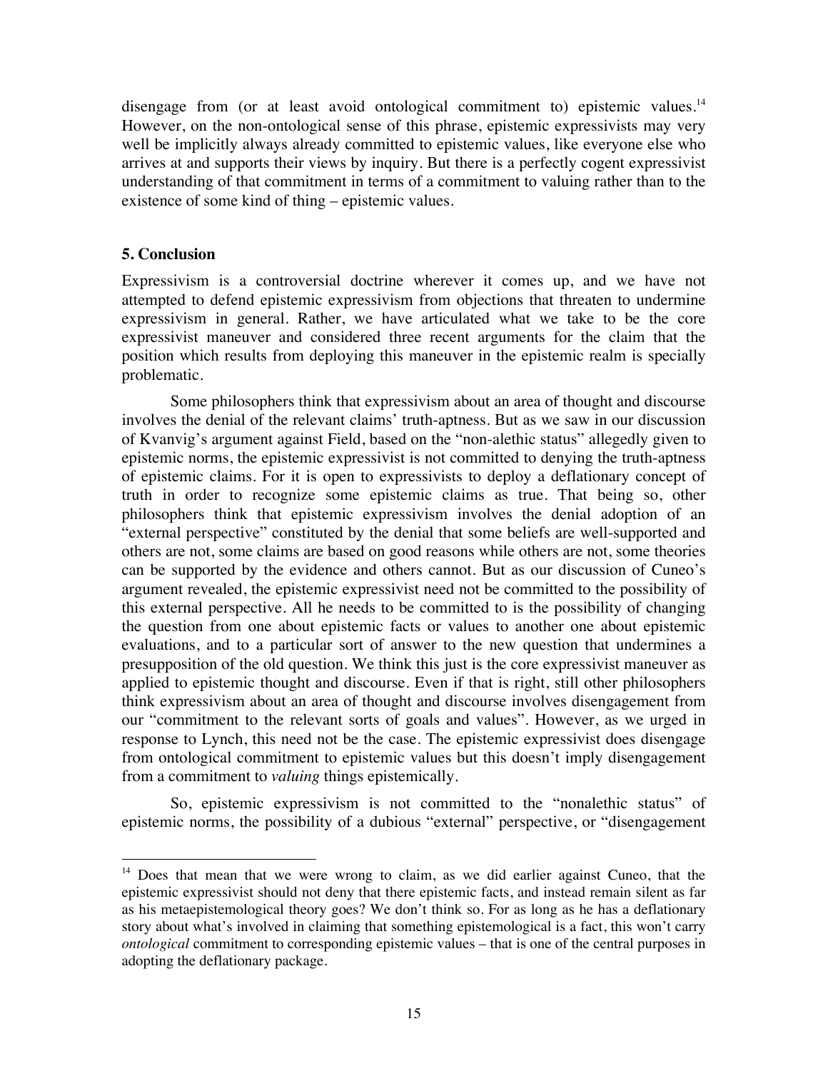disengage from (or at least avoid ontological commitment to) epistemic values.[14] However, on the non-ontological sense of this phrase, epistemic expressivists may very well be implicitly always already committed to epistemic values, like everyone else who arrives at and supports their views by inquiry. But there is a perfectly cogent expressivist understanding of that commitment in terms of a commitment to valuing rather than to the existence of some kind of thing – epistemic values.

## 5. Conclusion

Expressivism is a controversial doctrine wherever it comes up, and we have not attempted to defend epistemic expressivism from objections that threaten to undermine expressivism in general. Rather, we have articulated what we take to be the core expressivist maneuver and considered three recent arguments for the claim that the position which results from deploying this maneuver in the epistemic realm is specially problematic.

Some philosophers think that expressivism about an area of thought and discourse involves the denial of the relevant claims' truth-aptness. But as we saw in our discussion of Kvanvig's argument against Field, based on the "non-alethic status" allegedly given to epistemic norms, the epistemic expressivist is not committed to denying the truth-aptness of epistemic claims. For it is open to expressivists to deploy a deflationary concept of truth in order to recognize some epistemic claims as true. That being so, other philosophers think that epistemic expressivism involves the denial adoption of an "external perspective" constituted by the denial that some beliefs are well-supported and others are not, some claims are based on good reasons while others are not, some theories can be supported by the evidence and others cannot. But as our discussion of Cuneo's argument revealed, the epistemic expressivist need not be committed to the possibility of this external perspective. All he needs to be committed to is the possibility of changing the question from one about epistemic facts or values to another one about epistemic evaluations, and to a particular sort of answer to the new question that undermines a presupposition of the old question. We think this just is the core expressivist maneuver as applied to epistemic thought and discourse. Even if that is right, still other philosophers think expressivism about an area of thought and discourse involves disengagement from our "commitment to the relevant sorts of goals and values". However, as we urged in response to Lynch, this need not be the case. The epistemic expressivist does disengage from ontological commitment to epistemic values but this doesn't imply disengagement from a commitment to *valuing* things epistemically.

So, epistemic expressivism is not committed to the "nonalethic status" of epistemic norms, the possibility of a dubious "external" perspective, or "disengagement

[14] Does that mean that we were wrong to claim, as we did earlier against Cuneo, that the epistemic expressivist should not deny that there epistemic facts, and instead remain silent as far as his metaepistemological theory goes? We don't think so. For as long as he has a deflationary story about what's involved in claiming that something epistemological is a fact, this won't carry *ontological* commitment to corresponding epistemic values – that is one of the central purposes in adopting the deflationary package.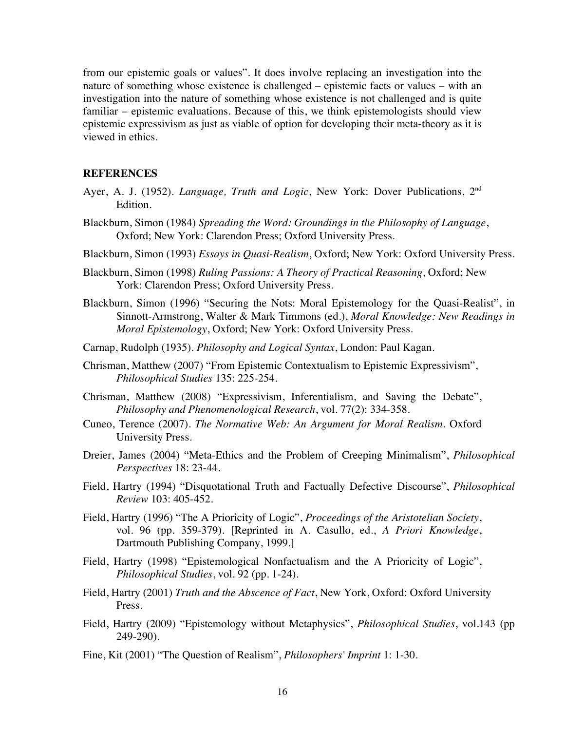from our epistemic goals or values". It does involve replacing an investigation into the nature of something whose existence is challenged – epistemic facts or values – with an investigation into the nature of something whose existence is not challenged and is quite familiar – epistemic evaluations. Because of this, we think epistemologists should view epistemic expressivism as just as viable of option for developing their meta-theory as it is viewed in ethics.

## REFERENCES

Ayer, A. J. (1952). *Language, Truth and Logic*, New York: Dover Publications, 2nd Edition.

Blackburn, Simon (1984) *Spreading the Word: Groundings in the Philosophy of Language*, Oxford; New York: Clarendon Press; Oxford University Press.

Blackburn, Simon (1993) *Essays in Quasi-Realism*, Oxford; New York: Oxford University Press.

Blackburn, Simon (1998) *Ruling Passions: A Theory of Practical Reasoning*, Oxford; New York: Clarendon Press; Oxford University Press.

Blackburn, Simon (1996) "Securing the Nots: Moral Epistemology for the Quasi-Realist", in Sinnott-Armstrong, Walter & Mark Timmons (ed.), *Moral Knowledge: New Readings in Moral Epistemology*, Oxford; New York: Oxford University Press.

Carnap, Rudolph (1935). *Philosophy and Logical Syntax*, London: Paul Kagan.

Chrisman, Matthew (2007) "From Epistemic Contextualism to Epistemic Expressivism", *Philosophical Studies* 135: 225-254.

Chrisman, Matthew (2008) "Expressivism, Inferentialism, and Saving the Debate", *Philosophy and Phenomenological Research*, vol. 77(2): 334-358.

Cuneo, Terence (2007). *The Normative Web: An Argument for Moral Realism*. Oxford University Press.

Dreier, James (2004) "Meta-Ethics and the Problem of Creeping Minimalism", *Philosophical Perspectives* 18: 23-44.

Field, Hartry (1994) "Disquotational Truth and Factually Defective Discourse", *Philosophical Review* 103: 405-452.

Field, Hartry (1996) "The A Prioricity of Logic", *Proceedings of the Aristotelian Society*, vol. 96 (pp. 359-379). [Reprinted in A. Casullo, ed., *A Priori Knowledge*, Dartmouth Publishing Company, 1999.]

Field, Hartry (1998) "Epistemological Nonfactualism and the A Prioricity of Logic", *Philosophical Studies*, vol. 92 (pp. 1-24).

Field, Hartry (2001) *Truth and the Abscence of Fact*, New York, Oxford: Oxford University Press.

Field, Hartry (2009) "Epistemology without Metaphysics", *Philosophical Studies*, vol.143 (pp 249-290).

Fine, Kit (2001) "The Question of Realism", *Philosophers' Imprint* 1: 1-30.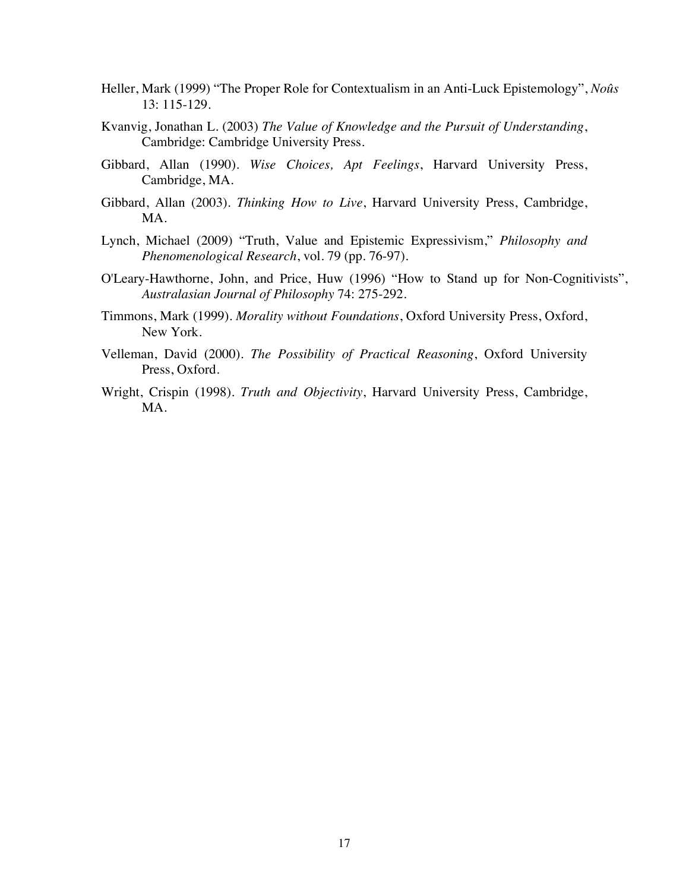Heller, Mark (1999) “The Proper Role for Contextualism in an Anti-Luck Epistemology”, *Noûs* 13: 115-129.

Kvanvig, Jonathan L. (2003) *The Value of Knowledge and the Pursuit of Understanding*, Cambridge: Cambridge University Press.

Gibbard, Allan (1990). *Wise Choices, Apt Feelings*, Harvard University Press, Cambridge, MA.

Gibbard, Allan (2003). *Thinking How to Live*, Harvard University Press, Cambridge, MA.

Lynch, Michael (2009) “Truth, Value and Epistemic Expressivism,” *Philosophy and Phenomenological Research*, vol. 79 (pp. 76-97).

O'Leary-Hawthorne, John, and Price, Huw (1996) “How to Stand up for Non-Cognitivists”, *Australasian Journal of Philosophy* 74: 275-292.

Timmons, Mark (1999). *Morality without Foundations*, Oxford University Press, Oxford, New York.

Velleman, David (2000). *The Possibility of Practical Reasoning*, Oxford University Press, Oxford.

Wright, Crispin (1998). *Truth and Objectivity*, Harvard University Press, Cambridge, MA.